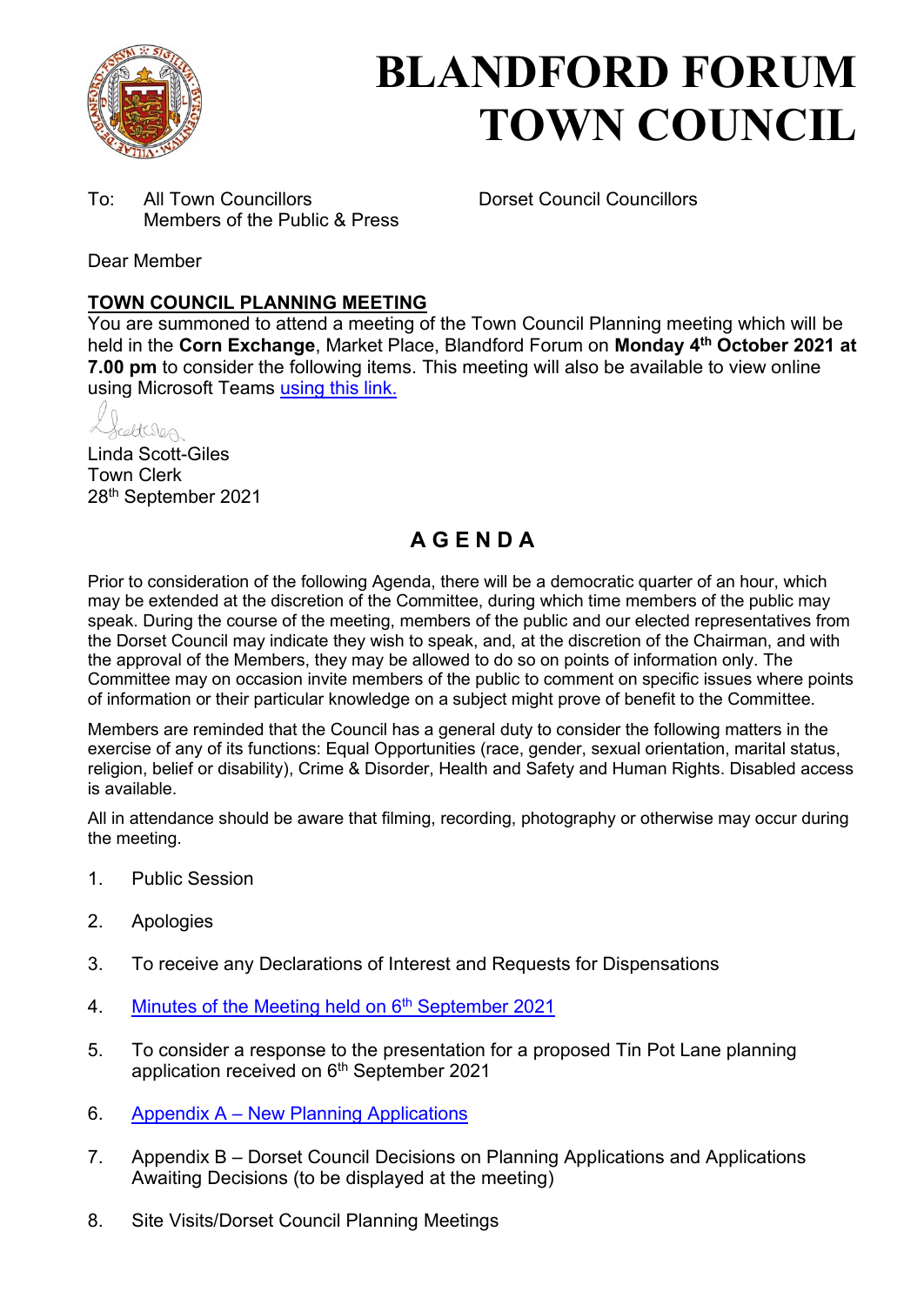# BLANDFORD FORUM TOWN COUNCIL

To: All Town Councillors
Members of the Public & Press

Dorset Council Councillors

Dear Member

**TOWN COUNCIL PLANNING MEETING**

You are summoned to attend a meeting of the Town Council Planning meeting which will be held in the **Corn Exchange**, Market Place, Blandford Forum on **Monday 4th October 2021 at 7.00 pm** to consider the following items. This meeting will also be available to view online using Microsoft Teams using this link.

Linda Scott-Giles
Town Clerk
28th September 2021

## AGENDA

Prior to consideration of the following Agenda, there will be a democratic quarter of an hour, which may be extended at the discretion of the Committee, during which time members of the public may speak. During the course of the meeting, members of the public and our elected representatives from the Dorset Council may indicate they wish to speak, and, at the discretion of the Chairman, and with the approval of the Members, they may be allowed to do so on points of information only. The Committee may on occasion invite members of the public to comment on specific issues where points of information or their particular knowledge on a subject might prove of benefit to the Committee.

Members are reminded that the Council has a general duty to consider the following matters in the exercise of any of its functions: Equal Opportunities (race, gender, sexual orientation, marital status, religion, belief or disability), Crime & Disorder, Health and Safety and Human Rights. Disabled access is available.

All in attendance should be aware that filming, recording, photography or otherwise may occur during the meeting.

1. Public Session
2. Apologies
3. To receive any Declarations of Interest and Requests for Dispensations
4. Minutes of the Meeting held on 6th September 2021
5. To consider a response to the presentation for a proposed Tin Pot Lane planning application received on 6th September 2021
6. Appendix A – New Planning Applications
7. Appendix B – Dorset Council Decisions on Planning Applications and Applications Awaiting Decisions (to be displayed at the meeting)
8. Site Visits/Dorset Council Planning Meetings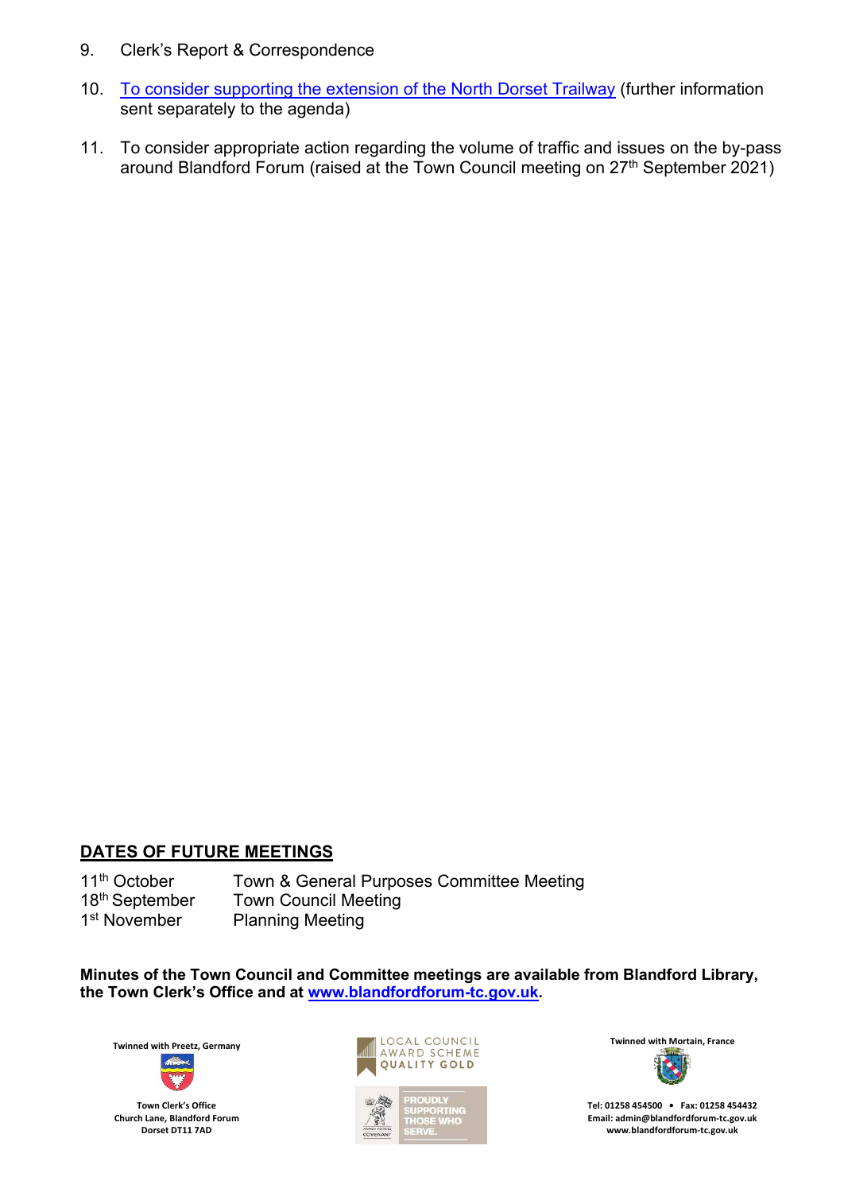9. Clerk's Report & Correspondence

10. [To consider supporting the extension of the North Dorset Trailway]() (further information sent separately to the agenda)

11. To consider appropriate action regarding the volume of traffic and issues on the by-pass around Blandford Forum (raised at the Town Council meeting on 27th September 2021)

## DATES OF FUTURE MEETINGS

| | |
|---|---|
| 11th October | Town & General Purposes Committee Meeting |
| 18th September | Town Council Meeting |
| 1st November | Planning Meeting |

**Minutes of the Town Council and Committee meetings are available from Blandford Library, the Town Clerk's Office and at [www.blandfordforum-tc.gov.uk](http://www.blandfordforum-tc.gov.uk).**

Twinned with Preetz, Germany

Town Clerk's Office
Church Lane, Blandford Forum
Dorset DT11 7AD

LOCAL COUNCIL AWARD SCHEME QUALITY GOLD

PROUDLY SUPPORTING THOSE WHO SERVE.

Twinned with Mortain, France

Tel: 01258 454500 • Fax: 01258 454432
Email: admin@blandfordforum-tc.gov.uk
www.blandfordforum-tc.gov.uk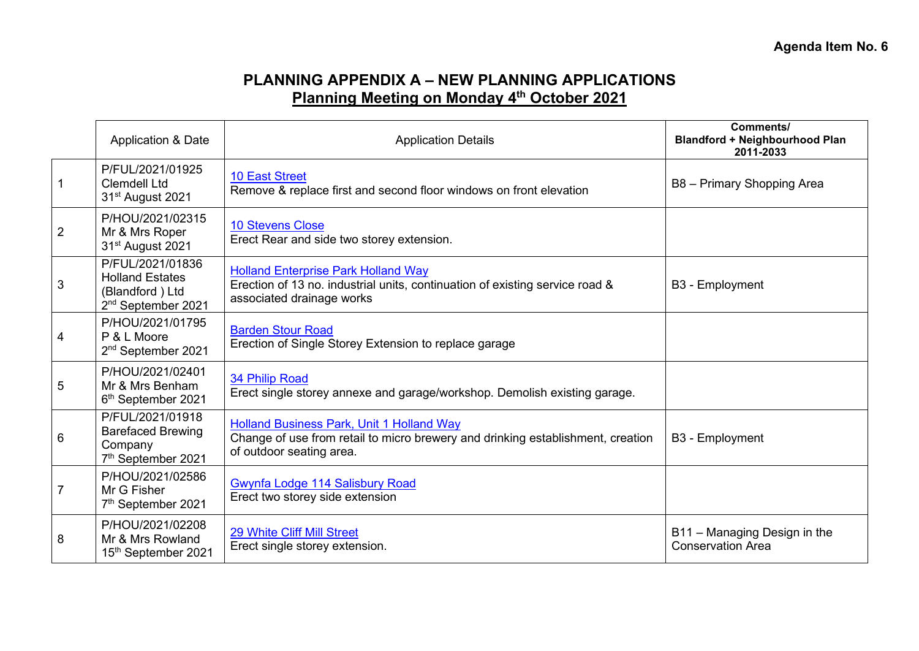**Agenda Item No. 6**

## PLANNING APPENDIX A – NEW PLANNING APPLICATIONS

### Planning Meeting on Monday 4th October 2021

| | Application & Date | Application Details | Comments/ Blandford + Neighbourhood Plan 2011-2033 |
|---|---|---|---|
| 1 | P/FUL/2021/01925 Clemdell Ltd 31st August 2021 | 10 East Street<br>Remove & replace first and second floor windows on front elevation | B8 – Primary Shopping Area |
| 2 | P/HOU/2021/02315 Mr & Mrs Roper 31st August 2021 | 10 Stevens Close<br>Erect Rear and side two storey extension. | |
| 3 | P/FUL/2021/01836 Holland Estates (Blandford ) Ltd 2nd September 2021 | Holland Enterprise Park Holland Way<br>Erection of 13 no. industrial units, continuation of existing service road & associated drainage works | B3 - Employment |
| 4 | P/HOU/2021/01795 P & L Moore 2nd September 2021 | Barden Stour Road<br>Erection of Single Storey Extension to replace garage | |
| 5 | P/HOU/2021/02401 Mr & Mrs Benham 6th September 2021 | 34 Philip Road<br>Erect single storey annexe and garage/workshop. Demolish existing garage. | |
| 6 | P/FUL/2021/01918 Barefaced Brewing Company 7th September 2021 | Holland Business Park, Unit 1 Holland Way<br>Change of use from retail to micro brewery and drinking establishment, creation of outdoor seating area. | B3 - Employment |
| 7 | P/HOU/2021/02586 Mr G Fisher 7th September 2021 | Gwynfa Lodge 114 Salisbury Road<br>Erect two storey side extension | |
| 8 | P/HOU/2021/02208 Mr & Mrs Rowland 15th September 2021 | 29 White Cliff Mill Street<br>Erect single storey extension. | B11 – Managing Design in the Conservation Area |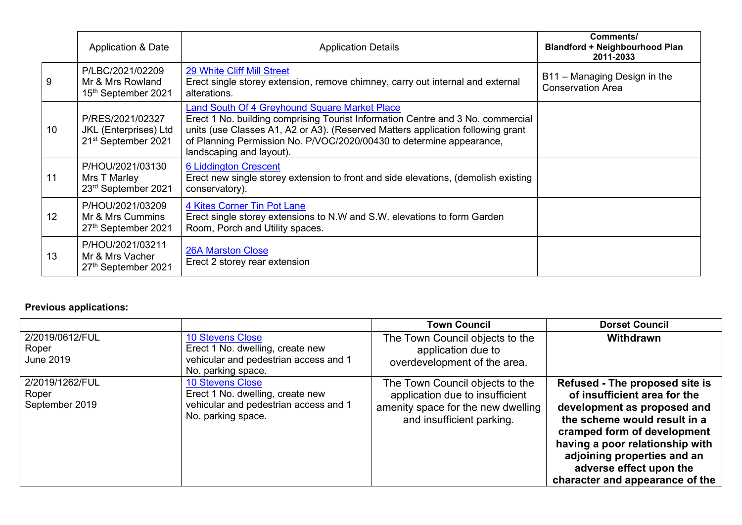| | Application & Date | Application Details | Comments/ Blandford + Neighbourhood Plan 2011-2033 |
|---|---|---|---|
| 9 | P/LBC/2021/02209 Mr & Mrs Rowland 15th September 2021 | 29 White Cliff Mill Street Erect single storey extension, remove chimney, carry out internal and external alterations. | B11 – Managing Design in the Conservation Area |
| 10 | P/RES/2021/02327 JKL (Enterprises) Ltd 21st September 2021 | Land South Of 4 Greyhound Square Market Place Erect 1 No. building comprising Tourist Information Centre and 3 No. commercial units (use Classes A1, A2 or A3). (Reserved Matters application following grant of Planning Permission No. P/VOC/2020/00430 to determine appearance, landscaping and layout). | |
| 11 | P/HOU/2021/03130 Mrs T Marley 23rd September 2021 | 6 Liddington Crescent Erect new single storey extension to front and side elevations, (demolish existing conservatory). | |
| 12 | P/HOU/2021/03209 Mr & Mrs Cummins 27th September 2021 | 4 Kites Corner Tin Pot Lane Erect single storey extensions to N.W and S.W. elevations to form Garden Room, Porch and Utility spaces. | |
| 13 | P/HOU/2021/03211 Mr & Mrs Vacher 27th September 2021 | 26A Marston Close Erect 2 storey rear extension | |

**Previous applications:**

| | | Town Council | Dorset Council |
|---|---|---|---|
| 2/2019/0612/FUL Roper June 2019 | 10 Stevens Close Erect 1 No. dwelling, create new vehicular and pedestrian access and 1 No. parking space. | The Town Council objects to the application due to overdevelopment of the area. | **Withdrawn** |
| 2/2019/1262/FUL Roper September 2019 | 10 Stevens Close Erect 1 No. dwelling, create new vehicular and pedestrian access and 1 No. parking space. | The Town Council objects to the application due to insufficient amenity space for the new dwelling and insufficient parking. | **Refused - The proposed site is of insufficient area for the development as proposed and the scheme would result in a cramped form of development having a poor relationship with adjoining properties and an adverse effect upon the character and appearance of the** |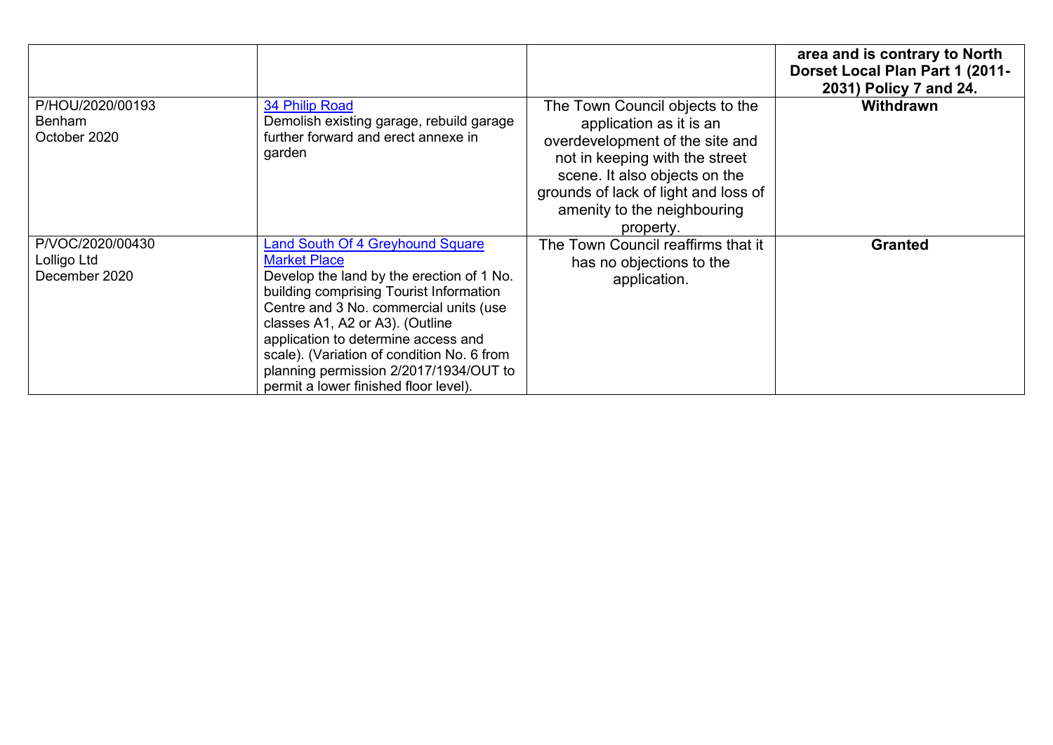| | | | |
|---|---|---|---|
| | | | **area and is contrary to North Dorset Local Plan Part 1 (2011-2031) Policy 7 and 24.** |
| P/HOU/2020/00193<br>Benham<br>October 2020 | [34 Philip Road]<br>Demolish existing garage, rebuild garage further forward and erect annexe in garden | The Town Council objects to the application as it is an overdevelopment of the site and not in keeping with the street scene. It also objects on the grounds of lack of light and loss of amenity to the neighbouring property. | **Withdrawn** |
| P/VOC/2020/00430<br>Lolligo Ltd<br>December 2020 | [Land South Of 4 Greyhound Square Market Place]<br>Develop the land by the erection of 1 No. building comprising Tourist Information Centre and 3 No. commercial units (use classes A1, A2 or A3). (Outline application to determine access and scale). (Variation of condition No. 6 from planning permission 2/2017/1934/OUT to permit a lower finished floor level). | The Town Council reaffirms that it has no objections to the application. | **Granted** |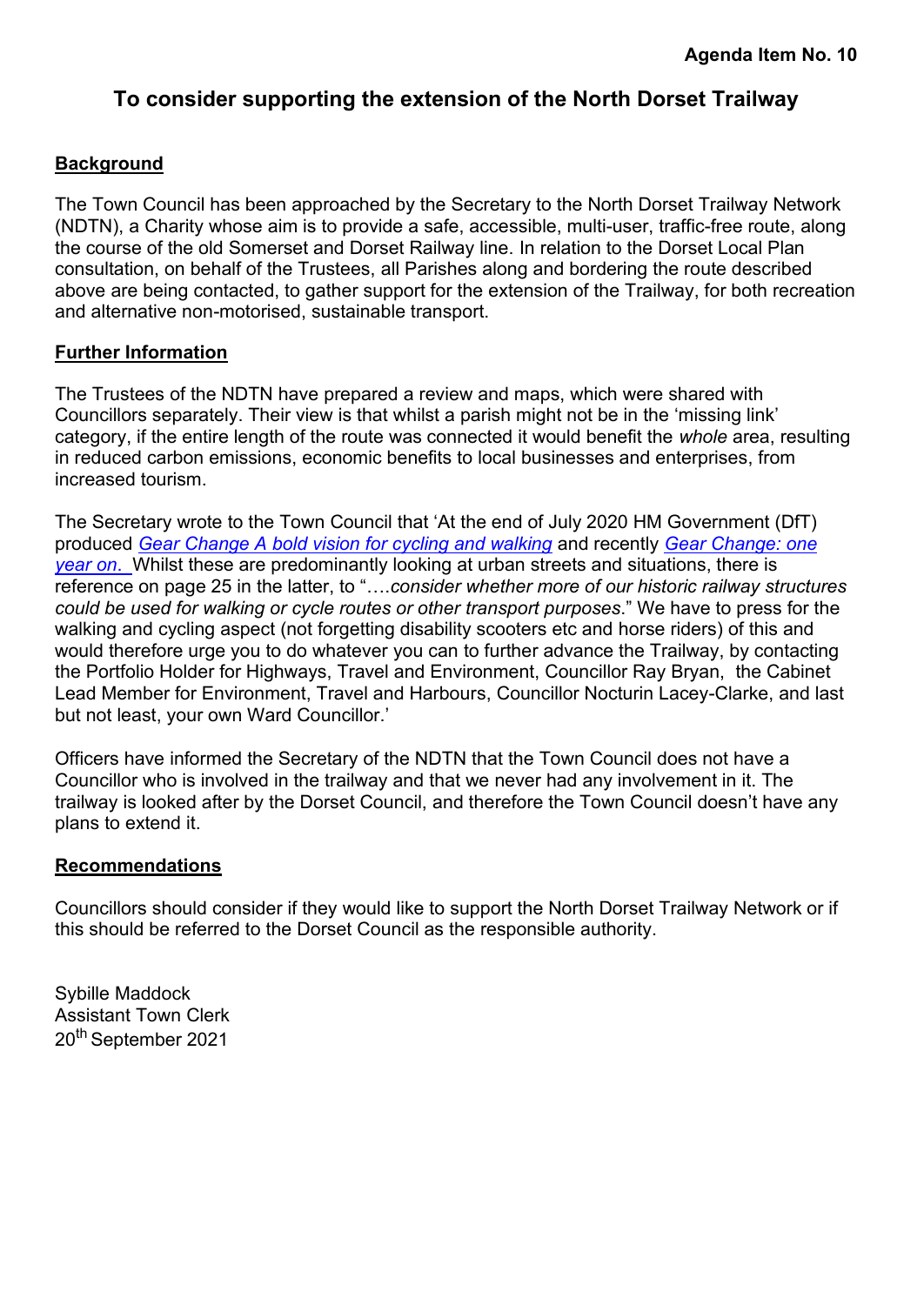**Agenda Item No. 10**

## To consider supporting the extension of the North Dorset Trailway

**Background**

The Town Council has been approached by the Secretary to the North Dorset Trailway Network (NDTN), a Charity whose aim is to provide a safe, accessible, multi-user, traffic-free route, along the course of the old Somerset and Dorset Railway line. In relation to the Dorset Local Plan consultation, on behalf of the Trustees, all Parishes along and bordering the route described above are being contacted, to gather support for the extension of the Trailway, for both recreation and alternative non-motorised, sustainable transport.

**Further Information**

The Trustees of the NDTN have prepared a review and maps, which were shared with Councillors separately. Their view is that whilst a parish might not be in the 'missing link' category, if the entire length of the route was connected it would benefit the *whole* area, resulting in reduced carbon emissions, economic benefits to local businesses and enterprises, from increased tourism.

The Secretary wrote to the Town Council that 'At the end of July 2020 HM Government (DfT) produced *Gear Change A bold vision for cycling and walking* and recently *Gear Change: one year on.* Whilst these are predominantly looking at urban streets and situations, there is reference on page 25 in the latter, to "….*consider whether more of our historic railway structures could be used for walking or cycle routes or other transport purposes*." We have to press for the walking and cycling aspect (not forgetting disability scooters etc and horse riders) of this and would therefore urge you to do whatever you can to further advance the Trailway, by contacting the Portfolio Holder for Highways, Travel and Environment, Councillor Ray Bryan, the Cabinet Lead Member for Environment, Travel and Harbours, Councillor Nocturin Lacey-Clarke, and last but not least, your own Ward Councillor.'

Officers have informed the Secretary of the NDTN that the Town Council does not have a Councillor who is involved in the trailway and that we never had any involvement in it. The trailway is looked after by the Dorset Council, and therefore the Town Council doesn't have any plans to extend it.

**Recommendations**

Councillors should consider if they would like to support the North Dorset Trailway Network or if this should be referred to the Dorset Council as the responsible authority.

Sybille Maddock
Assistant Town Clerk
20th September 2021